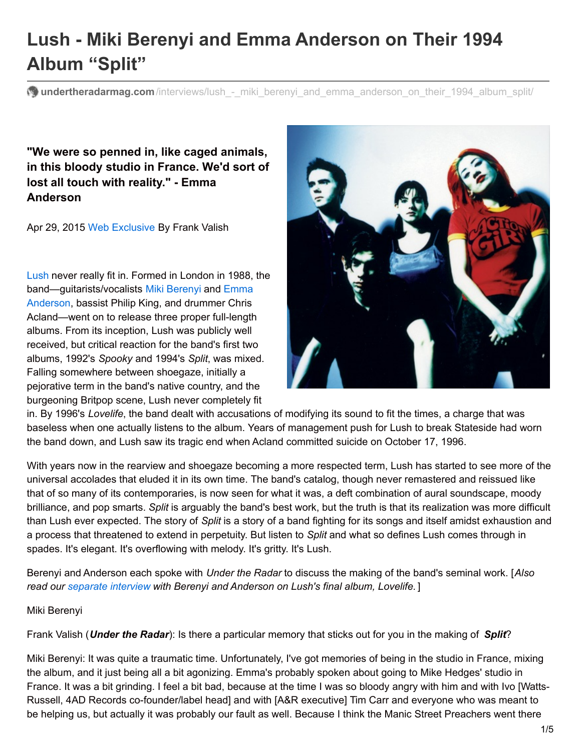# Lush - Miki Berenyi and Emma Anderson on Their 1994 Album "Split"

undertheradarmag.com/interviews/lush_-_miki_berenyi_and_emma_anderson_on_their_1994_album_split/

**"We were so penned in, like caged animals, in this bloody studio in France. We'd sort of lost all touch with reality." - Emma Anderson**

Apr 29, 2015 Web Exclusive By Frank Valish

Lush never really fit in. Formed in London in 1988, the band—guitarists/vocalists Miki Berenyi and Emma Anderson, bassist Philip King, and drummer Chris Acland—went on to release three proper full-length albums. From its inception, Lush was publicly well received, but critical reaction for the band's first two albums, 1992's *Spooky* and 1994's *Split*, was mixed. Falling somewhere between shoegaze, initially a pejorative term in the band's native country, and the burgeoning Britpop scene, Lush never completely fit in. By 1996's *Lovelife*, the band dealt with accusations of modifying its sound to fit the times, a charge that was baseless when one actually listens to the album. Years of management push for Lush to break Stateside had worn the band down, and Lush saw its tragic end when Acland committed suicide on October 17, 1996.

With years now in the rearview and shoegaze becoming a more respected term, Lush has started to see more of the universal accolades that eluded it in its own time. The band's catalog, though never remastered and reissued like that of so many of its contemporaries, is now seen for what it was, a deft combination of aural soundscape, moody brilliance, and pop smarts. *Split* is arguably the band's best work, but the truth is that its realization was more difficult than Lush ever expected. The story of *Split* is a story of a band fighting for its songs and itself amidst exhaustion and a process that threatened to extend in perpetuity. But listen to *Split* and what so defines Lush comes through in spades. It's elegant. It's overflowing with melody. It's gritty. It's Lush.

Berenyi and Anderson each spoke with *Under the Radar* to discuss the making of the band's seminal work. [*Also read our separate interview with Berenyi and Anderson on Lush's final album, Lovelife.*]

Miki Berenyi

Frank Valish (***Under the Radar***): Is there a particular memory that sticks out for you in the making of ***Split***?

Miki Berenyi: It was quite a traumatic time. Unfortunately, I've got memories of being in the studio in France, mixing the album, and it just being all a bit agonizing. Emma's probably spoken about going to Mike Hedges' studio in France. It was a bit grinding. I feel a bit bad, because at the time I was so bloody angry with him and with Ivo [Watts-Russell, 4AD Records co-founder/label head] and with [A&R executive] Tim Carr and everyone who was meant to be helping us, but actually it was probably our fault as well. Because I think the Manic Street Preachers went there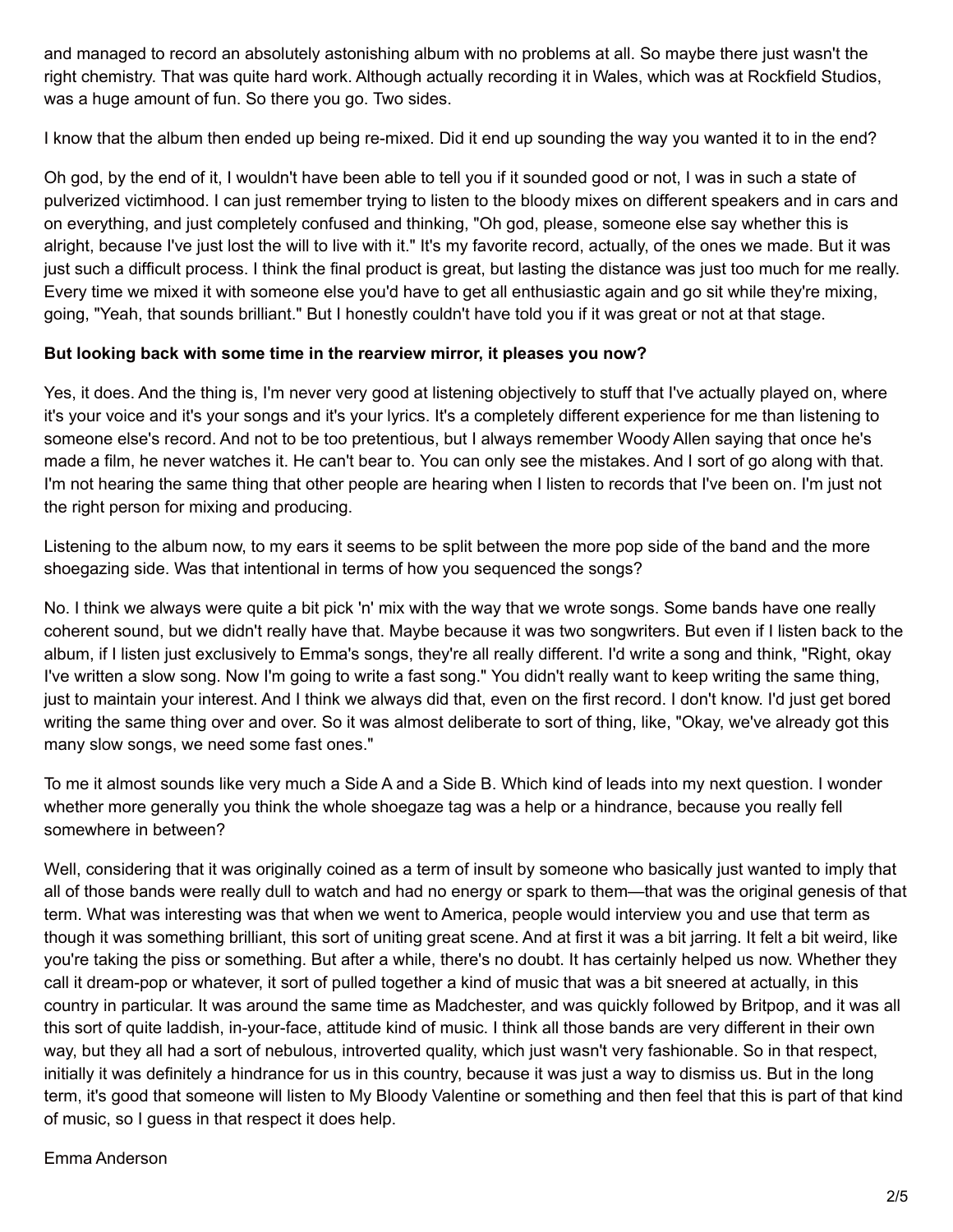and managed to record an absolutely astonishing album with no problems at all. So maybe there just wasn't the right chemistry. That was quite hard work. Although actually recording it in Wales, which was at Rockfield Studios, was a huge amount of fun. So there you go. Two sides.

I know that the album then ended up being re-mixed. Did it end up sounding the way you wanted it to in the end?

Oh god, by the end of it, I wouldn't have been able to tell you if it sounded good or not, I was in such a state of pulverized victimhood. I can just remember trying to listen to the bloody mixes on different speakers and in cars and on everything, and just completely confused and thinking, "Oh god, please, someone else say whether this is alright, because I've just lost the will to live with it." It's my favorite record, actually, of the ones we made. But it was just such a difficult process. I think the final product is great, but lasting the distance was just too much for me really. Every time we mixed it with someone else you'd have to get all enthusiastic again and go sit while they're mixing, going, "Yeah, that sounds brilliant." But I honestly couldn't have told you if it was great or not at that stage.

**But looking back with some time in the rearview mirror, it pleases you now?**

Yes, it does. And the thing is, I'm never very good at listening objectively to stuff that I've actually played on, where it's your voice and it's your songs and it's your lyrics. It's a completely different experience for me than listening to someone else's record. And not to be too pretentious, but I always remember Woody Allen saying that once he's made a film, he never watches it. He can't bear to. You can only see the mistakes. And I sort of go along with that. I'm not hearing the same thing that other people are hearing when I listen to records that I've been on. I'm just not the right person for mixing and producing.

Listening to the album now, to my ears it seems to be split between the more pop side of the band and the more shoegazing side. Was that intentional in terms of how you sequenced the songs?

No. I think we always were quite a bit pick 'n' mix with the way that we wrote songs. Some bands have one really coherent sound, but we didn't really have that. Maybe because it was two songwriters. But even if I listen back to the album, if I listen just exclusively to Emma's songs, they're all really different. I'd write a song and think, "Right, okay I've written a slow song. Now I'm going to write a fast song." You didn't really want to keep writing the same thing, just to maintain your interest. And I think we always did that, even on the first record. I don't know. I'd just get bored writing the same thing over and over. So it was almost deliberate to sort of thing, like, "Okay, we've already got this many slow songs, we need some fast ones."

To me it almost sounds like very much a Side A and a Side B. Which kind of leads into my next question. I wonder whether more generally you think the whole shoegaze tag was a help or a hindrance, because you really fell somewhere in between?

Well, considering that it was originally coined as a term of insult by someone who basically just wanted to imply that all of those bands were really dull to watch and had no energy or spark to them—that was the original genesis of that term. What was interesting was that when we went to America, people would interview you and use that term as though it was something brilliant, this sort of uniting great scene. And at first it was a bit jarring. It felt a bit weird, like you're taking the piss or something. But after a while, there's no doubt. It has certainly helped us now. Whether they call it dream-pop or whatever, it sort of pulled together a kind of music that was a bit sneered at actually, in this country in particular. It was around the same time as Madchester, and was quickly followed by Britpop, and it was all this sort of quite laddish, in-your-face, attitude kind of music. I think all those bands are very different in their own way, but they all had a sort of nebulous, introverted quality, which just wasn't very fashionable. So in that respect, initially it was definitely a hindrance for us in this country, because it was just a way to dismiss us. But in the long term, it's good that someone will listen to My Bloody Valentine or something and then feel that this is part of that kind of music, so I guess in that respect it does help.

Emma Anderson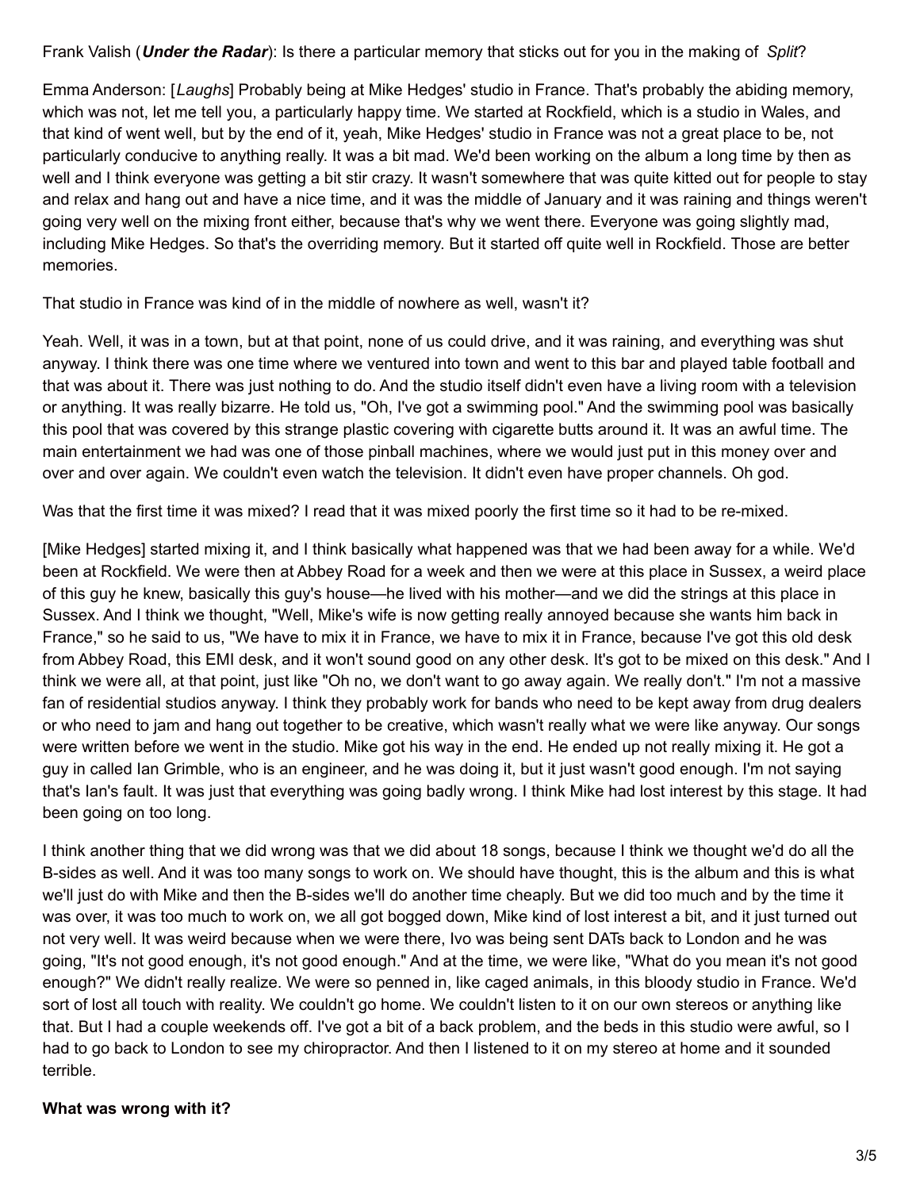Frank Valish (***Under the Radar***): Is there a particular memory that sticks out for you in the making of *Split*?

Emma Anderson: [*Laughs*] Probably being at Mike Hedges' studio in France. That's probably the abiding memory, which was not, let me tell you, a particularly happy time. We started at Rockfield, which is a studio in Wales, and that kind of went well, but by the end of it, yeah, Mike Hedges' studio in France was not a great place to be, not particularly conducive to anything really. It was a bit mad. We'd been working on the album a long time by then as well and I think everyone was getting a bit stir crazy. It wasn't somewhere that was quite kitted out for people to stay and relax and hang out and have a nice time, and it was the middle of January and it was raining and things weren't going very well on the mixing front either, because that's why we went there. Everyone was going slightly mad, including Mike Hedges. So that's the overriding memory. But it started off quite well in Rockfield. Those are better memories.

That studio in France was kind of in the middle of nowhere as well, wasn't it?

Yeah. Well, it was in a town, but at that point, none of us could drive, and it was raining, and everything was shut anyway. I think there was one time where we ventured into town and went to this bar and played table football and that was about it. There was just nothing to do. And the studio itself didn't even have a living room with a television or anything. It was really bizarre. He told us, "Oh, I've got a swimming pool." And the swimming pool was basically this pool that was covered by this strange plastic covering with cigarette butts around it. It was an awful time. The main entertainment we had was one of those pinball machines, where we would just put in this money over and over and over again. We couldn't even watch the television. It didn't even have proper channels. Oh god.

Was that the first time it was mixed? I read that it was mixed poorly the first time so it had to be re-mixed.

[Mike Hedges] started mixing it, and I think basically what happened was that we had been away for a while. We'd been at Rockfield. We were then at Abbey Road for a week and then we were at this place in Sussex, a weird place of this guy he knew, basically this guy's house—he lived with his mother—and we did the strings at this place in Sussex. And I think we thought, "Well, Mike's wife is now getting really annoyed because she wants him back in France," so he said to us, "We have to mix it in France, we have to mix it in France, because I've got this old desk from Abbey Road, this EMI desk, and it won't sound good on any other desk. It's got to be mixed on this desk." And I think we were all, at that point, just like "Oh no, we don't want to go away again. We really don't." I'm not a massive fan of residential studios anyway. I think they probably work for bands who need to be kept away from drug dealers or who need to jam and hang out together to be creative, which wasn't really what we were like anyway. Our songs were written before we went in the studio. Mike got his way in the end. He ended up not really mixing it. He got a guy in called Ian Grimble, who is an engineer, and he was doing it, but it just wasn't good enough. I'm not saying that's Ian's fault. It was just that everything was going badly wrong. I think Mike had lost interest by this stage. It had been going on too long.

I think another thing that we did wrong was that we did about 18 songs, because I think we thought we'd do all the B-sides as well. And it was too many songs to work on. We should have thought, this is the album and this is what we'll just do with Mike and then the B-sides we'll do another time cheaply. But we did too much and by the time it was over, it was too much to work on, we all got bogged down, Mike kind of lost interest a bit, and it just turned out not very well. It was weird because when we were there, Ivo was being sent DATs back to London and he was going, "It's not good enough, it's not good enough." And at the time, we were like, "What do you mean it's not good enough?" We didn't really realize. We were so penned in, like caged animals, in this bloody studio in France. We'd sort of lost all touch with reality. We couldn't go home. We couldn't listen to it on our own stereos or anything like that. But I had a couple weekends off. I've got a bit of a back problem, and the beds in this studio were awful, so I had to go back to London to see my chiropractor. And then I listened to it on my stereo at home and it sounded terrible.

**What was wrong with it?**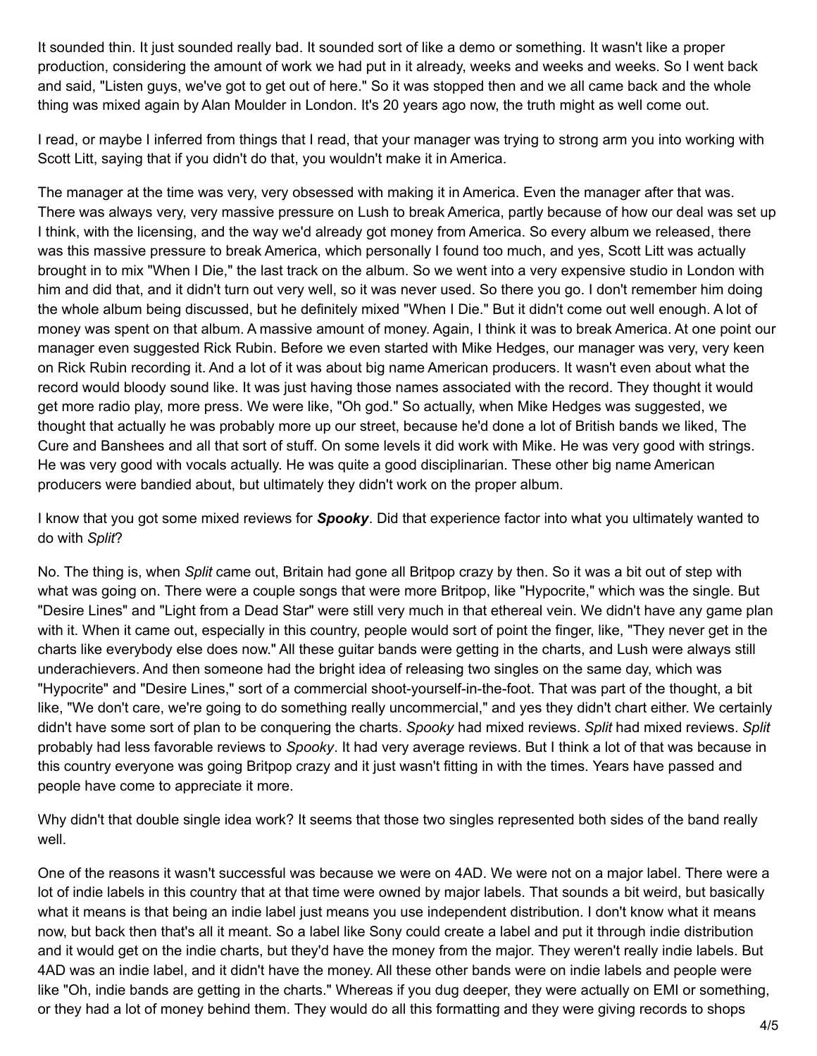It sounded thin. It just sounded really bad. It sounded sort of like a demo or something. It wasn't like a proper production, considering the amount of work we had put in it already, weeks and weeks and weeks. So I went back and said, "Listen guys, we've got to get out of here." So it was stopped then and we all came back and the whole thing was mixed again by Alan Moulder in London. It's 20 years ago now, the truth might as well come out.

I read, or maybe I inferred from things that I read, that your manager was trying to strong arm you into working with Scott Litt, saying that if you didn't do that, you wouldn't make it in America.

The manager at the time was very, very obsessed with making it in America. Even the manager after that was. There was always very, very massive pressure on Lush to break America, partly because of how our deal was set up I think, with the licensing, and the way we'd already got money from America. So every album we released, there was this massive pressure to break America, which personally I found too much, and yes, Scott Litt was actually brought in to mix "When I Die," the last track on the album. So we went into a very expensive studio in London with him and did that, and it didn't turn out very well, so it was never used. So there you go. I don't remember him doing the whole album being discussed, but he definitely mixed "When I Die." But it didn't come out well enough. A lot of money was spent on that album. A massive amount of money. Again, I think it was to break America. At one point our manager even suggested Rick Rubin. Before we even started with Mike Hedges, our manager was very, very keen on Rick Rubin recording it. And a lot of it was about big name American producers. It wasn't even about what the record would bloody sound like. It was just having those names associated with the record. They thought it would get more radio play, more press. We were like, "Oh god." So actually, when Mike Hedges was suggested, we thought that actually he was probably more up our street, because he'd done a lot of British bands we liked, The Cure and Banshees and all that sort of stuff. On some levels it did work with Mike. He was very good with strings. He was very good with vocals actually. He was quite a good disciplinarian. These other big name American producers were bandied about, but ultimately they didn't work on the proper album.

I know that you got some mixed reviews for ***Spooky***. Did that experience factor into what you ultimately wanted to do with *Split*?

No. The thing is, when *Split* came out, Britain had gone all Britpop crazy by then. So it was a bit out of step with what was going on. There were a couple songs that were more Britpop, like "Hypocrite," which was the single. But "Desire Lines" and "Light from a Dead Star" were still very much in that ethereal vein. We didn't have any game plan with it. When it came out, especially in this country, people would sort of point the finger, like, "They never get in the charts like everybody else does now." All these guitar bands were getting in the charts, and Lush were always still underachievers. And then someone had the bright idea of releasing two singles on the same day, which was "Hypocrite" and "Desire Lines," sort of a commercial shoot-yourself-in-the-foot. That was part of the thought, a bit like, "We don't care, we're going to do something really uncommercial," and yes they didn't chart either. We certainly didn't have some sort of plan to be conquering the charts. *Spooky* had mixed reviews. *Split* had mixed reviews. *Split* probably had less favorable reviews to *Spooky*. It had very average reviews. But I think a lot of that was because in this country everyone was going Britpop crazy and it just wasn't fitting in with the times. Years have passed and people have come to appreciate it more.

Why didn't that double single idea work? It seems that those two singles represented both sides of the band really well.

One of the reasons it wasn't successful was because we were on 4AD. We were not on a major label. There were a lot of indie labels in this country that at that time were owned by major labels. That sounds a bit weird, but basically what it means is that being an indie label just means you use independent distribution. I don't know what it means now, but back then that's all it meant. So a label like Sony could create a label and put it through indie distribution and it would get on the indie charts, but they'd have the money from the major. They weren't really indie labels. But 4AD was an indie label, and it didn't have the money. All these other bands were on indie labels and people were like "Oh, indie bands are getting in the charts." Whereas if you dug deeper, they were actually on EMI or something, or they had a lot of money behind them. They would do all this formatting and they were giving records to shops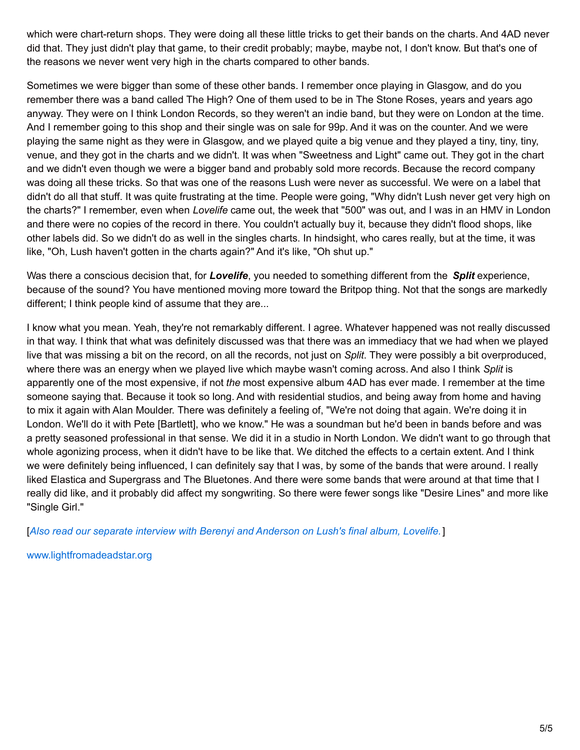which were chart-return shops. They were doing all these little tricks to get their bands on the charts. And 4AD never did that. They just didn't play that game, to their credit probably; maybe, maybe not, I don't know. But that's one of the reasons we never went very high in the charts compared to other bands.

Sometimes we were bigger than some of these other bands. I remember once playing in Glasgow, and do you remember there was a band called The High? One of them used to be in The Stone Roses, years and years ago anyway. They were on I think London Records, so they weren't an indie band, but they were on London at the time. And I remember going to this shop and their single was on sale for 99p. And it was on the counter. And we were playing the same night as they were in Glasgow, and we played quite a big venue and they played a tiny, tiny, tiny, venue, and they got in the charts and we didn't. It was when "Sweetness and Light" came out. They got in the chart and we didn't even though we were a bigger band and probably sold more records. Because the record company was doing all these tricks. So that was one of the reasons Lush were never as successful. We were on a label that didn't do all that stuff. It was quite frustrating at the time. People were going, "Why didn't Lush never get very high on the charts?" I remember, even when *Lovelife* came out, the week that "500" was out, and I was in an HMV in London and there were no copies of the record in there. You couldn't actually buy it, because they didn't flood shops, like other labels did. So we didn't do as well in the singles charts. In hindsight, who cares really, but at the time, it was like, "Oh, Lush haven't gotten in the charts again?" And it's like, "Oh shut up."

Was there a conscious decision that, for ***Lovelife***, you needed to something different from the ***Split*** experience, because of the sound? You have mentioned moving more toward the Britpop thing. Not that the songs are markedly different; I think people kind of assume that they are...

I know what you mean. Yeah, they're not remarkably different. I agree. Whatever happened was not really discussed in that way. I think that what was definitely discussed was that there was an immediacy that we had when we played live that was missing a bit on the record, on all the records, not just on *Split*. They were possibly a bit overproduced, where there was an energy when we played live which maybe wasn't coming across. And also I think *Split* is apparently one of the most expensive, if not *the* most expensive album 4AD has ever made. I remember at the time someone saying that. Because it took so long. And with residential studios, and being away from home and having to mix it again with Alan Moulder. There was definitely a feeling of, "We're not doing that again. We're doing it in London. We'll do it with Pete [Bartlett], who we know." He was a soundman but he'd been in bands before and was a pretty seasoned professional in that sense. We did it in a studio in North London. We didn't want to go through that whole agonizing process, when it didn't have to be like that. We ditched the effects to a certain extent. And I think we were definitely being influenced, I can definitely say that I was, by some of the bands that were around. I really liked Elastica and Supergrass and The Bluetones. And there were some bands that were around at that time that I really did like, and it probably did affect my songwriting. So there were fewer songs like "Desire Lines" and more like "Single Girl."

[*Also read our separate interview with Berenyi and Anderson on Lush's final album, Lovelife.*]

www.lightfromadeadstar.org